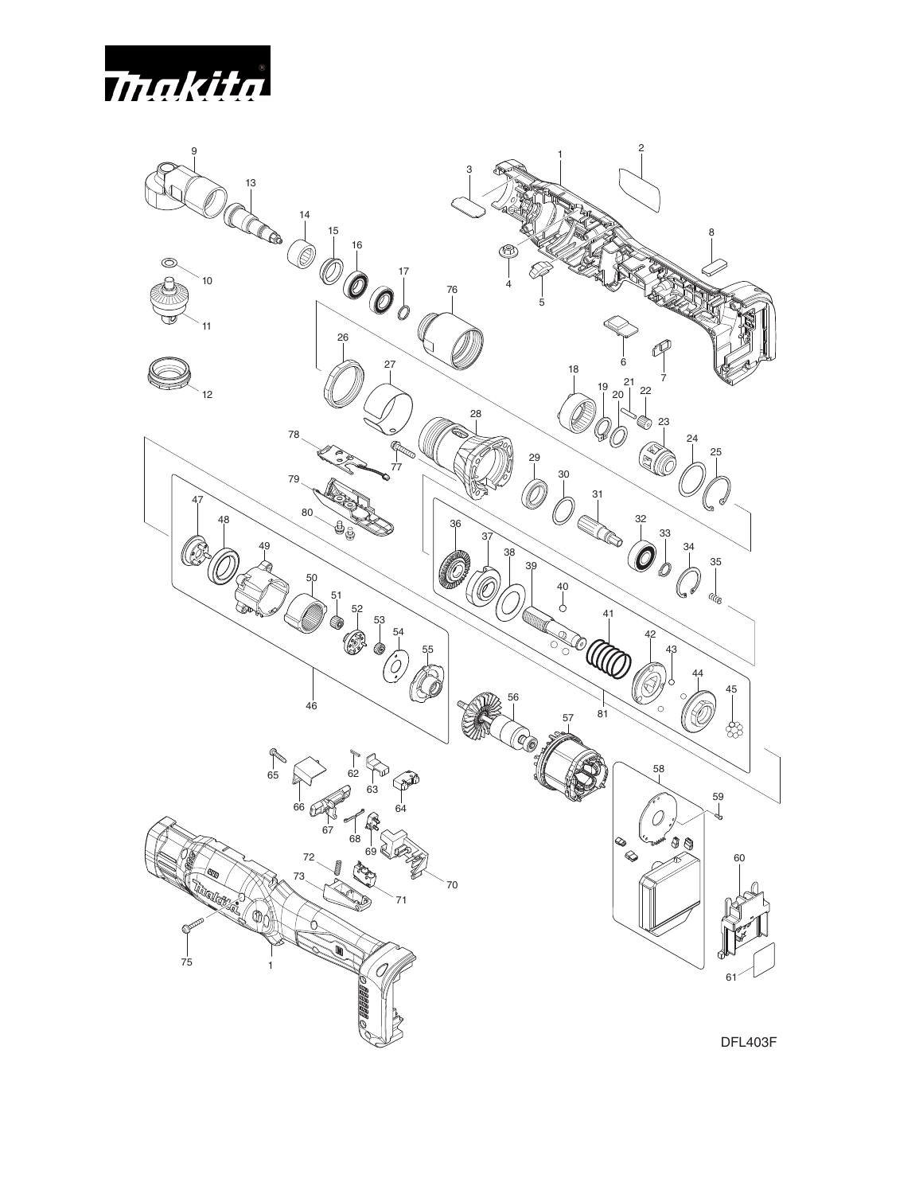DFL403F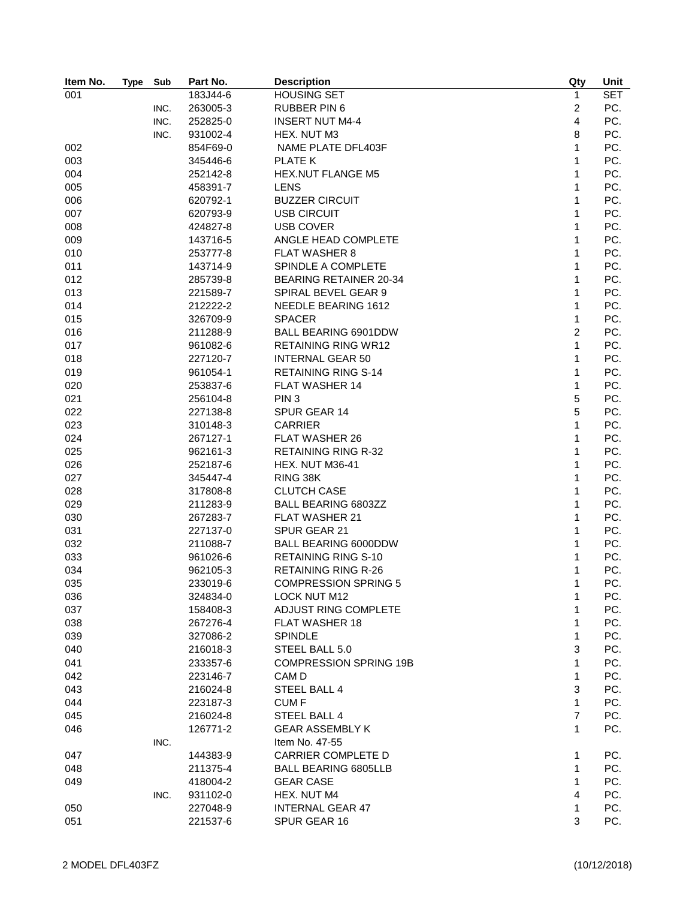| Item No. | Type | Sub | Part No. | Description | Qty | Unit |
|---|---|---|---|---|---|---|
| 001 | | | 183J44-6 | HOUSING SET | 1 | SET |
| | | INC. | 263005-3 | RUBBER PIN 6 | 2 | PC. |
| | | INC. | 252825-0 | INSERT NUT M4-4 | 4 | PC. |
| | | INC. | 931002-4 | HEX. NUT M3 | 8 | PC. |
| 002 | | | 854F69-0 | NAME PLATE DFL403F | 1 | PC. |
| 003 | | | 345446-6 | PLATE K | 1 | PC. |
| 004 | | | 252142-8 | HEX.NUT FLANGE M5 | 1 | PC. |
| 005 | | | 458391-7 | LENS | 1 | PC. |
| 006 | | | 620792-1 | BUZZER CIRCUIT | 1 | PC. |
| 007 | | | 620793-9 | USB CIRCUIT | 1 | PC. |
| 008 | | | 424827-8 | USB COVER | 1 | PC. |
| 009 | | | 143716-5 | ANGLE HEAD COMPLETE | 1 | PC. |
| 010 | | | 253777-8 | FLAT WASHER 8 | 1 | PC. |
| 011 | | | 143714-9 | SPINDLE A COMPLETE | 1 | PC. |
| 012 | | | 285739-8 | BEARING RETAINER 20-34 | 1 | PC. |
| 013 | | | 221589-7 | SPIRAL BEVEL GEAR 9 | 1 | PC. |
| 014 | | | 212222-2 | NEEDLE BEARING 1612 | 1 | PC. |
| 015 | | | 326709-9 | SPACER | 1 | PC. |
| 016 | | | 211288-9 | BALL BEARING 6901DDW | 2 | PC. |
| 017 | | | 961082-6 | RETAINING RING WR12 | 1 | PC. |
| 018 | | | 227120-7 | INTERNAL GEAR 50 | 1 | PC. |
| 019 | | | 961054-1 | RETAINING RING S-14 | 1 | PC. |
| 020 | | | 253837-6 | FLAT WASHER 14 | 1 | PC. |
| 021 | | | 256104-8 | PIN 3 | 5 | PC. |
| 022 | | | 227138-8 | SPUR GEAR 14 | 5 | PC. |
| 023 | | | 310148-3 | CARRIER | 1 | PC. |
| 024 | | | 267127-1 | FLAT WASHER 26 | 1 | PC. |
| 025 | | | 962161-3 | RETAINING RING R-32 | 1 | PC. |
| 026 | | | 252187-6 | HEX. NUT M36-41 | 1 | PC. |
| 027 | | | 345447-4 | RING 38K | 1 | PC. |
| 028 | | | 317808-8 | CLUTCH CASE | 1 | PC. |
| 029 | | | 211283-9 | BALL BEARING 6803ZZ | 1 | PC. |
| 030 | | | 267283-7 | FLAT WASHER 21 | 1 | PC. |
| 031 | | | 227137-0 | SPUR GEAR 21 | 1 | PC. |
| 032 | | | 211088-7 | BALL BEARING 6000DDW | 1 | PC. |
| 033 | | | 961026-6 | RETAINING RING S-10 | 1 | PC. |
| 034 | | | 962105-3 | RETAINING RING R-26 | 1 | PC. |
| 035 | | | 233019-6 | COMPRESSION SPRING 5 | 1 | PC. |
| 036 | | | 324834-0 | LOCK NUT M12 | 1 | PC. |
| 037 | | | 158408-3 | ADJUST RING COMPLETE | 1 | PC. |
| 038 | | | 267276-4 | FLAT WASHER 18 | 1 | PC. |
| 039 | | | 327086-2 | SPINDLE | 1 | PC. |
| 040 | | | 216018-3 | STEEL BALL 5.0 | 3 | PC. |
| 041 | | | 233357-6 | COMPRESSION SPRING 19B | 1 | PC. |
| 042 | | | 223146-7 | CAM D | 1 | PC. |
| 043 | | | 216024-8 | STEEL BALL 4 | 3 | PC. |
| 044 | | | 223187-3 | CUM F | 1 | PC. |
| 045 | | | 216024-8 | STEEL BALL 4 | 7 | PC. |
| 046 | | | 126771-2 | GEAR ASSEMBLY K | 1 | PC. |
| | | INC. | | Item No. 47-55 | | |
| 047 | | | 144383-9 | CARRIER COMPLETE D | 1 | PC. |
| 048 | | | 211375-4 | BALL BEARING 6805LLB | 1 | PC. |
| 049 | | | 418004-2 | GEAR CASE | 1 | PC. |
| | | INC. | 931102-0 | HEX. NUT M4 | 4 | PC. |
| 050 | | | 227048-9 | INTERNAL GEAR 47 | 1 | PC. |
| 051 | | | 221537-6 | SPUR GEAR 16 | 3 | PC. |

2 MODEL DFL403FZ (10/12/2018)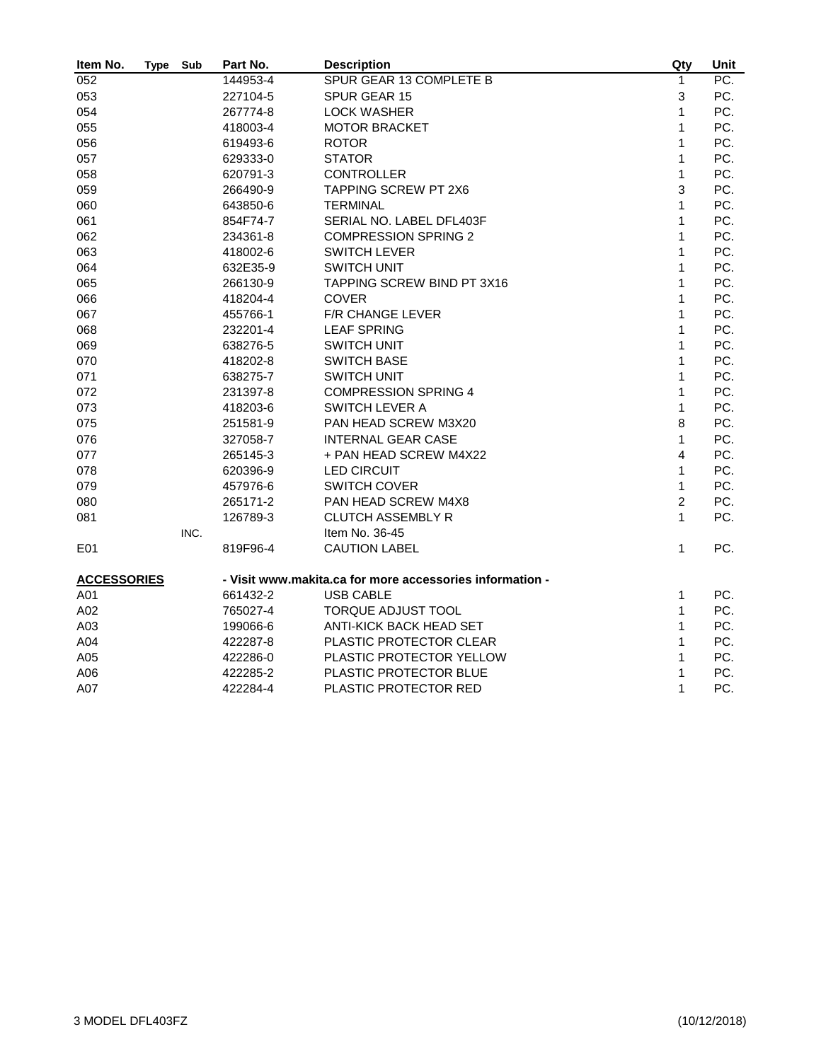| Item No. | Type | Sub | Part No. | Description | Qty | Unit |
|---|---|---|---|---|---|---|
| 052 | | | 144953-4 | SPUR GEAR 13 COMPLETE B | 1 | PC. |
| 053 | | | 227104-5 | SPUR GEAR 15 | 3 | PC. |
| 054 | | | 267774-8 | LOCK WASHER | 1 | PC. |
| 055 | | | 418003-4 | MOTOR BRACKET | 1 | PC. |
| 056 | | | 619493-6 | ROTOR | 1 | PC. |
| 057 | | | 629333-0 | STATOR | 1 | PC. |
| 058 | | | 620791-3 | CONTROLLER | 1 | PC. |
| 059 | | | 266490-9 | TAPPING SCREW PT 2X6 | 3 | PC. |
| 060 | | | 643850-6 | TERMINAL | 1 | PC. |
| 061 | | | 854F74-7 | SERIAL NO. LABEL DFL403F | 1 | PC. |
| 062 | | | 234361-8 | COMPRESSION SPRING 2 | 1 | PC. |
| 063 | | | 418002-6 | SWITCH LEVER | 1 | PC. |
| 064 | | | 632E35-9 | SWITCH UNIT | 1 | PC. |
| 065 | | | 266130-9 | TAPPING SCREW BIND PT 3X16 | 1 | PC. |
| 066 | | | 418204-4 | COVER | 1 | PC. |
| 067 | | | 455766-1 | F/R CHANGE LEVER | 1 | PC. |
| 068 | | | 232201-4 | LEAF SPRING | 1 | PC. |
| 069 | | | 638276-5 | SWITCH UNIT | 1 | PC. |
| 070 | | | 418202-8 | SWITCH BASE | 1 | PC. |
| 071 | | | 638275-7 | SWITCH UNIT | 1 | PC. |
| 072 | | | 231397-8 | COMPRESSION SPRING 4 | 1 | PC. |
| 073 | | | 418203-6 | SWITCH LEVER A | 1 | PC. |
| 075 | | | 251581-9 | PAN HEAD SCREW M3X20 | 8 | PC. |
| 076 | | | 327058-7 | INTERNAL GEAR CASE | 1 | PC. |
| 077 | | | 265145-3 | + PAN HEAD SCREW M4X22 | 4 | PC. |
| 078 | | | 620396-9 | LED CIRCUIT | 1 | PC. |
| 079 | | | 457976-6 | SWITCH COVER | 1 | PC. |
| 080 | | | 265171-2 | PAN HEAD SCREW M4X8 | 2 | PC. |
| 081 | | | 126789-3 | CLUTCH ASSEMBLY R | 1 | PC. |
| | | INC. | | Item No. 36-45 | | |
| E01 | | | 819F96-4 | CAUTION LABEL | 1 | PC. |

**ACCESSORIES** - Visit www.makita.ca for more accessories information -

| | | | |
|---|---|---|---|
| A01 | 661432-2 | USB CABLE | 1 | PC. |
| A02 | 765027-4 | TORQUE ADJUST TOOL | 1 | PC. |
| A03 | 199066-6 | ANTI-KICK BACK HEAD SET | 1 | PC. |
| A04 | 422287-8 | PLASTIC PROTECTOR CLEAR | 1 | PC. |
| A05 | 422286-0 | PLASTIC PROTECTOR YELLOW | 1 | PC. |
| A06 | 422285-2 | PLASTIC PROTECTOR BLUE | 1 | PC. |
| A07 | 422284-4 | PLASTIC PROTECTOR RED | 1 | PC. |

3 MODEL DFL403FZ (10/12/2018)